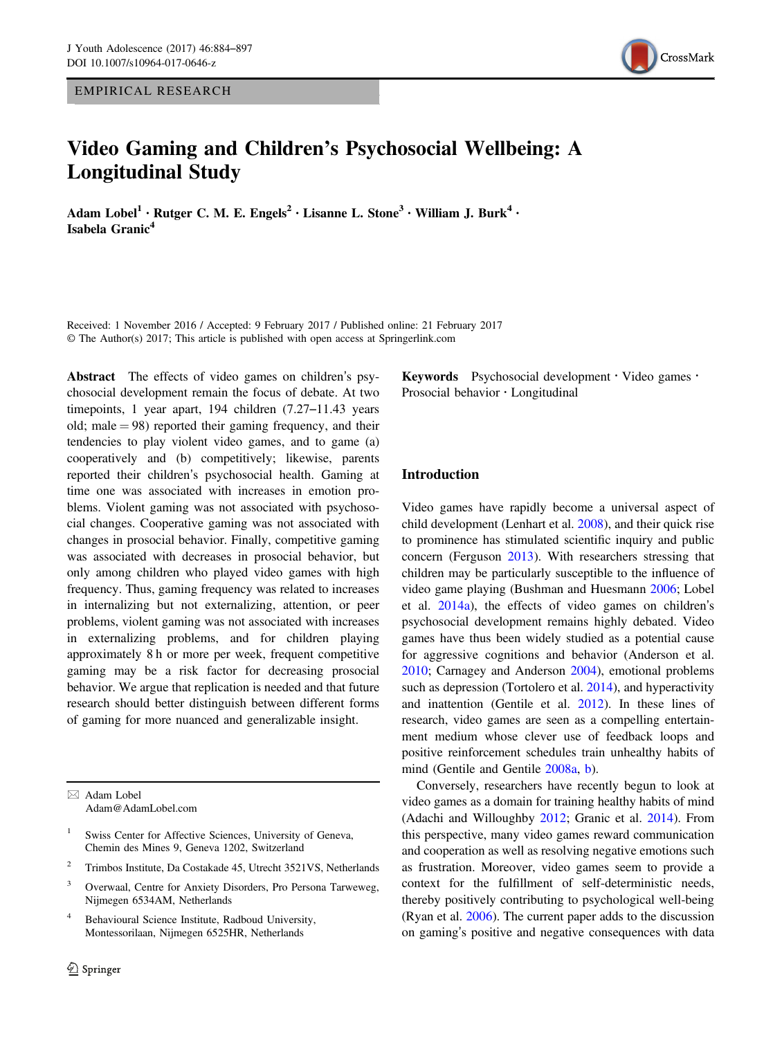EMPIRICAL RESEARCH

# Video Gaming and Children's Psychosocial Wellbeing: A Longitudinal Study

**Adam Lobel[1] · Rutger C. M. E. Engels[2] · Lisanne L. Stone[3] · William J. Burk[4] · Isabela Granic[4]**

Received: 1 November 2016 / Accepted: 9 February 2017 / Published online: 21 February 2017
© The Author(s) 2017; This article is published with open access at Springerlink.com

**Abstract** The effects of video games on children's psychosocial development remain the focus of debate. At two timepoints, 1 year apart, 194 children (7.27–11.43 years old; male = 98) reported their gaming frequency, and their tendencies to play violent video games, and to game (a) cooperatively and (b) competitively; likewise, parents reported their children's psychosocial health. Gaming at time one was associated with increases in emotion problems. Violent gaming was not associated with psychosocial changes. Cooperative gaming was not associated with changes in prosocial behavior. Finally, competitive gaming was associated with decreases in prosocial behavior, but only among children who played video games with high frequency. Thus, gaming frequency was related to increases in internalizing but not externalizing, attention, or peer problems, violent gaming was not associated with increases in externalizing problems, and for children playing approximately 8 h or more per week, frequent competitive gaming may be a risk factor for decreasing prosocial behavior. We argue that replication is needed and that future research should better distinguish between different forms of gaming for more nuanced and generalizable insight.

**Keywords** Psychosocial development · Video games · Prosocial behavior · Longitudinal

## Introduction

Video games have rapidly become a universal aspect of child development (Lenhart et al. 2008), and their quick rise to prominence has stimulated scientific inquiry and public concern (Ferguson 2013). With researchers stressing that children may be particularly susceptible to the influence of video game playing (Bushman and Huesmann 2006; Lobel et al. 2014a), the effects of video games on children's psychosocial development remains highly debated. Video games have thus been widely studied as a potential cause for aggressive cognitions and behavior (Anderson et al. 2010; Carnagey and Anderson 2004), emotional problems such as depression (Tortolero et al. 2014), and hyperactivity and inattention (Gentile et al. 2012). In these lines of research, video games are seen as a compelling entertainment medium whose clever use of feedback loops and positive reinforcement schedules train unhealthy habits of mind (Gentile and Gentile 2008a, b).

Conversely, researchers have recently begun to look at video games as a domain for training healthy habits of mind (Adachi and Willoughby 2012; Granic et al. 2014). From this perspective, many video games reward communication and cooperation as well as resolving negative emotions such as frustration. Moreover, video games seem to provide a context for the fulfillment of self-deterministic needs, thereby positively contributing to psychological well-being (Ryan et al. 2006). The current paper adds to the discussion on gaming's positive and negative consequences with data

---

✉ Adam Lobel
Adam@AdamLobel.com

[1] Swiss Center for Affective Sciences, University of Geneva, Chemin des Mines 9, Geneva 1202, Switzerland

[2] Trimbos Institute, Da Costakade 45, Utrecht 3521VS, Netherlands

[3] Overwaal, Centre for Anxiety Disorders, Pro Persona Tarweweg, Nijmegen 6534AM, Netherlands

[4] Behavioural Science Institute, Radboud University, Montessorilaan, Nijmegen 6525HR, Netherlands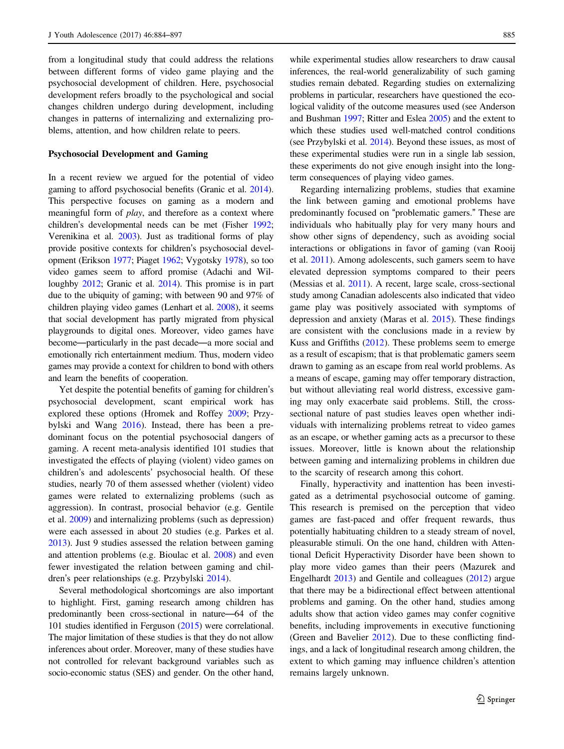from a longitudinal study that could address the relations between different forms of video game playing and the psychosocial development of children. Here, psychosocial development refers broadly to the psychological and social changes children undergo during development, including changes in patterns of internalizing and externalizing problems, attention, and how children relate to peers.

**Psychosocial Development and Gaming**

In a recent review we argued for the potential of video gaming to afford psychosocial benefits (Granic et al. 2014). This perspective focuses on gaming as a modern and meaningful form of *play*, and therefore as a context where children's developmental needs can be met (Fisher 1992; Verenikina et al. 2003). Just as traditional forms of play provide positive contexts for children's psychosocial development (Erikson 1977; Piaget 1962; Vygotsky 1978), so too video games seem to afford promise (Adachi and Willoughby 2012; Granic et al. 2014). This promise is in part due to the ubiquity of gaming; with between 90 and 97% of children playing video games (Lenhart et al. 2008), it seems that social development has partly migrated from physical playgrounds to digital ones. Moreover, video games have become—particularly in the past decade—a more social and emotionally rich entertainment medium. Thus, modern video games may provide a context for children to bond with others and learn the benefits of cooperation.

Yet despite the potential benefits of gaming for children's psychosocial development, scant empirical work has explored these options (Hromek and Roffey 2009; Przybylski and Wang 2016). Instead, there has been a predominant focus on the potential psychosocial dangers of gaming. A recent meta-analysis identified 101 studies that investigated the effects of playing (violent) video games on children's and adolescents' psychosocial health. Of these studies, nearly 70 of them assessed whether (violent) video games were related to externalizing problems (such as aggression). In contrast, prosocial behavior (e.g. Gentile et al. 2009) and internalizing problems (such as depression) were each assessed in about 20 studies (e.g. Parkes et al. 2013). Just 9 studies assessed the relation between gaming and attention problems (e.g. Bioulac et al. 2008) and even fewer investigated the relation between gaming and children's peer relationships (e.g. Przybylski 2014).

Several methodological shortcomings are also important to highlight. First, gaming research among children has predominantly been cross-sectional in nature—64 of the 101 studies identified in Ferguson (2015) were correlational. The major limitation of these studies is that they do not allow inferences about order. Moreover, many of these studies have not controlled for relevant background variables such as socio-economic status (SES) and gender. On the other hand, while experimental studies allow researchers to draw causal inferences, the real-world generalizability of such gaming studies remain debated. Regarding studies on externalizing problems in particular, researchers have questioned the ecological validity of the outcome measures used (see Anderson and Bushman 1997; Ritter and Eslea 2005) and the extent to which these studies used well-matched control conditions (see Przybylski et al. 2014). Beyond these issues, as most of these experimental studies were run in a single lab session, these experiments do not give enough insight into the long-term consequences of playing video games.

Regarding internalizing problems, studies that examine the link between gaming and emotional problems have predominantly focused on "problematic gamers." These are individuals who habitually play for very many hours and show other signs of dependency, such as avoiding social interactions or obligations in favor of gaming (van Rooij et al. 2011). Among adolescents, such gamers seem to have elevated depression symptoms compared to their peers (Messias et al. 2011). A recent, large scale, cross-sectional study among Canadian adolescents also indicated that video game play was positively associated with symptoms of depression and anxiety (Maras et al. 2015). These findings are consistent with the conclusions made in a review by Kuss and Griffiths (2012). These problems seem to emerge as a result of escapism; that is that problematic gamers seem drawn to gaming as an escape from real world problems. As a means of escape, gaming may offer temporary distraction, but without alleviating real world distress, excessive gaming may only exacerbate said problems. Still, the cross-sectional nature of past studies leaves open whether individuals with internalizing problems retreat to video games as an escape, or whether gaming acts as a precursor to these issues. Moreover, little is known about the relationship between gaming and internalizing problems in children due to the scarcity of research among this cohort.

Finally, hyperactivity and inattention has been investigated as a detrimental psychosocial outcome of gaming. This research is premised on the perception that video games are fast-paced and offer frequent rewards, thus potentially habituating children to a steady stream of novel, pleasurable stimuli. On the one hand, children with Attentional Deficit Hyperactivity Disorder have been shown to play more video games than their peers (Mazurek and Engelhardt 2013) and Gentile and colleagues (2012) argue that there may be a bidirectional effect between attentional problems and gaming. On the other hand, studies among adults show that action video games may confer cognitive benefits, including improvements in executive functioning (Green and Bavelier 2012). Due to these conflicting findings, and a lack of longitudinal research among children, the extent to which gaming may influence children's attention remains largely unknown.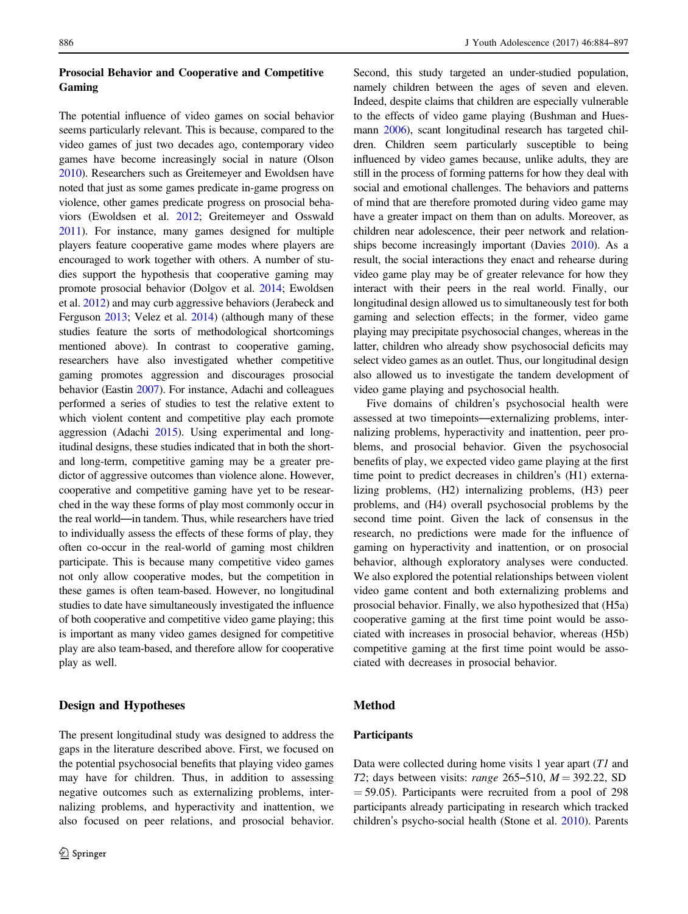### Prosocial Behavior and Cooperative and Competitive Gaming

The potential influence of video games on social behavior seems particularly relevant. This is because, compared to the video games of just two decades ago, contemporary video games have become increasingly social in nature (Olson 2010). Researchers such as Greitemeyer and Ewoldsen have noted that just as some games predicate in-game progress on violence, other games predicate progress on prosocial behaviors (Ewoldsen et al. 2012; Greitemeyer and Osswald 2011). For instance, many games designed for multiple players feature cooperative game modes where players are encouraged to work together with others. A number of studies support the hypothesis that cooperative gaming may promote prosocial behavior (Dolgov et al. 2014; Ewoldsen et al. 2012) and may curb aggressive behaviors (Jerabeck and Ferguson 2013; Velez et al. 2014) (although many of these studies feature the sorts of methodological shortcomings mentioned above). In contrast to cooperative gaming, researchers have also investigated whether competitive gaming promotes aggression and discourages prosocial behavior (Eastin 2007). For instance, Adachi and colleagues performed a series of studies to test the relative extent to which violent content and competitive play each promote aggression (Adachi 2015). Using experimental and longitudinal designs, these studies indicated that in both the short- and long-term, competitive gaming may be a greater predictor of aggressive outcomes than violence alone. However, cooperative and competitive gaming have yet to be researched in the way these forms of play most commonly occur in the real world—in tandem. Thus, while researchers have tried to individually assess the effects of these forms of play, they often co-occur in the real-world of gaming most children participate. This is because many competitive video games not only allow cooperative modes, but the competition in these games is often team-based. However, no longitudinal studies to date have simultaneously investigated the influence of both cooperative and competitive video game playing; this is important as many video games designed for competitive play are also team-based, and therefore allow for cooperative play as well.

## Design and Hypotheses

The present longitudinal study was designed to address the gaps in the literature described above. First, we focused on the potential psychosocial benefits that playing video games may have for children. Thus, in addition to assessing negative outcomes such as externalizing problems, internalizing problems, and hyperactivity and inattention, we also focused on peer relations, and prosocial behavior. Second, this study targeted an under-studied population, namely children between the ages of seven and eleven. Indeed, despite claims that children are especially vulnerable to the effects of video game playing (Bushman and Huesmann 2006), scant longitudinal research has targeted children. Children seem particularly susceptible to being influenced by video games because, unlike adults, they are still in the process of forming patterns for how they deal with social and emotional challenges. The behaviors and patterns of mind that are therefore promoted during video game may have a greater impact on them than on adults. Moreover, as children near adolescence, their peer network and relationships become increasingly important (Davies 2010). As a result, the social interactions they enact and rehearse during video game play may be of greater relevance for how they interact with their peers in the real world. Finally, our longitudinal design allowed us to simultaneously test for both gaming and selection effects; in the former, video game playing may precipitate psychosocial changes, whereas in the latter, children who already show psychosocial deficits may select video games as an outlet. Thus, our longitudinal design also allowed us to investigate the tandem development of video game playing and psychosocial health.

Five domains of children's psychosocial health were assessed at two timepoints—externalizing problems, internalizing problems, hyperactivity and inattention, peer problems, and prosocial behavior. Given the psychosocial benefits of play, we expected video game playing at the first time point to predict decreases in children's (H1) externalizing problems, (H2) internalizing problems, (H3) peer problems, and (H4) overall psychosocial problems by the second time point. Given the lack of consensus in the research, no predictions were made for the influence of gaming on hyperactivity and inattention, or on prosocial behavior, although exploratory analyses were conducted. We also explored the potential relationships between violent video game content and both externalizing problems and prosocial behavior. Finally, we also hypothesized that (H5a) cooperative gaming at the first time point would be associated with increases in prosocial behavior, whereas (H5b) competitive gaming at the first time point would be associated with decreases in prosocial behavior.

## Method

### Participants

Data were collected during home visits 1 year apart (*T1* and *T2*; days between visits: *range* 265–510, $M = 392.22$, SD $= 59.05$). Participants were recruited from a pool of 298 participants already participating in research which tracked children's psycho-social health (Stone et al. 2010). Parents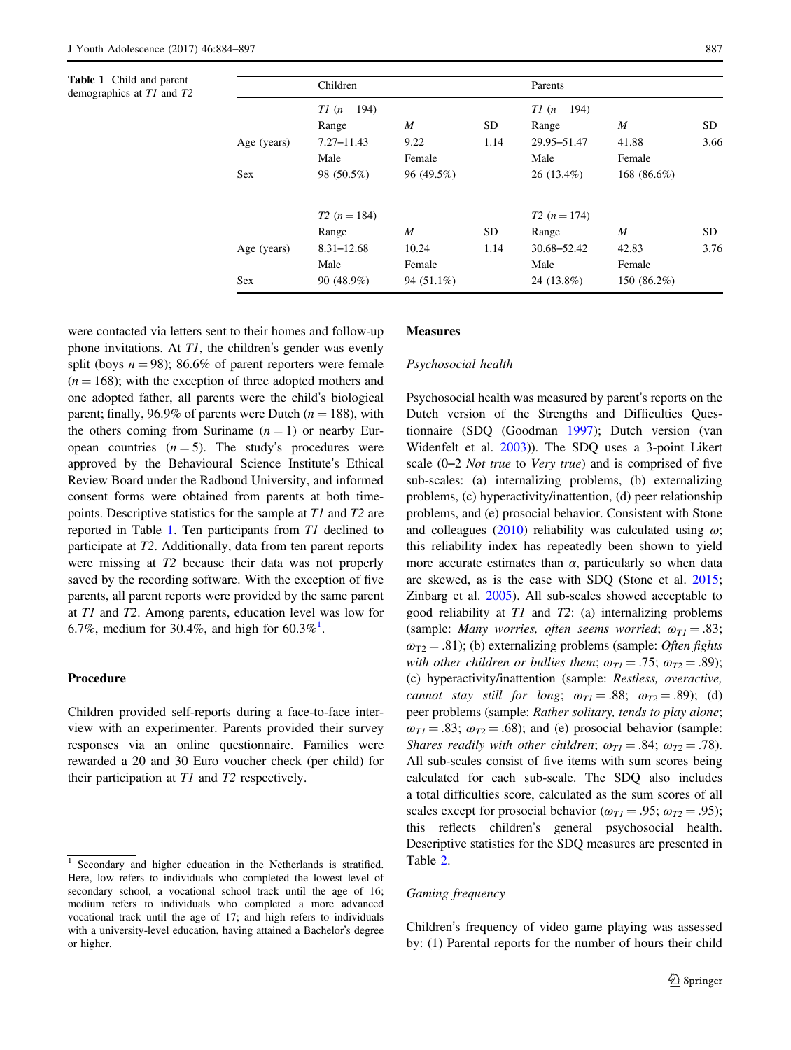**Table 1** Child and parent demographics at *T1* and *T2*

| | Children | | | Parents | | |
|---|---|---|---|---|---|---|
| | *T1* ($n = 194$) | | | *T1* ($n = 194$) | | |
| | Range | *M* | SD | Range | *M* | SD |
| Age (years) | 7.27–11.43 | 9.22 | 1.14 | 29.95–51.47 | 41.88 | 3.66 |
| | Male | Female | | Male | Female | |
| Sex | 98 (50.5%) | 96 (49.5%) | | 26 (13.4%) | 168 (86.6%) | |
| | *T2* ($n = 184$) | | | *T2* ($n = 174$) | | |
| | Range | *M* | SD | Range | *M* | SD |
| Age (years) | 8.31–12.68 | 10.24 | 1.14 | 30.68–52.42 | 42.83 | 3.76 |
| | Male | Female | | Male | Female | |
| Sex | 90 (48.9%) | 94 (51.1%) | | 24 (13.8%) | 150 (86.2%) | |

were contacted via letters sent to their homes and follow-up phone invitations. At *T1*, the children's gender was evenly split (boys $n = 98$); 86.6% of parent reporters were female ($n = 168$); with the exception of three adopted mothers and one adopted father, all parents were the child's biological parent; finally, 96.9% of parents were Dutch ($n = 188$), with the others coming from Suriname ($n = 1$) or nearby European countries ($n = 5$). The study's procedures were approved by the Behavioural Science Institute's Ethical Review Board under the Radboud University, and informed consent forms were obtained from parents at both time-points. Descriptive statistics for the sample at *T1* and *T2* are reported in Table 1. Ten participants from *T1* declined to participate at *T2*. Additionally, data from ten parent reports were missing at *T2* because their data was not properly saved by the recording software. With the exception of five parents, all parent reports were provided by the same parent at *T1* and *T2*. Among parents, education level was low for 6.7%, medium for 30.4%, and high for 60.3%[1].

## Procedure

Children provided self-reports during a face-to-face interview with an experimenter. Parents provided their survey responses via an online questionnaire. Families were rewarded a 20 and 30 Euro voucher check (per child) for their participation at *T1* and *T2* respectively.

[1] Secondary and higher education in the Netherlands is stratified. Here, low refers to individuals who completed the lowest level of secondary school, a vocational school track until the age of 16; medium refers to individuals who completed a more advanced vocational track until the age of 17; and high refers to individuals with a university-level education, having attained a Bachelor's degree or higher.

## Measures

### *Psychosocial health*

Psychosocial health was measured by parent's reports on the Dutch version of the Strengths and Difficulties Questionnaire (SDQ (Goodman 1997); Dutch version (van Widenfelt et al. 2003)). The SDQ uses a 3-point Likert scale (0–2 *Not true* to *Very true*) and is comprised of five sub-scales: (a) internalizing problems, (b) externalizing problems, (c) hyperactivity/inattention, (d) peer relationship problems, and (e) prosocial behavior. Consistent with Stone and colleagues (2010) reliability was calculated using $\omega$; this reliability index has repeatedly been shown to yield more accurate estimates than $\alpha$, particularly so when data are skewed, as is the case with SDQ (Stone et al. 2015; Zinbarg et al. 2005). All sub-scales showed acceptable to good reliability at *T1* and *T2*: (a) internalizing problems (sample: *Many worries, often seems worried*; $\omega_{T1} = .83$; $\omega_{T2} = .81$); (b) externalizing problems (sample: *Often fights with other children or bullies them*; $\omega_{T1} = .75$; $\omega_{T2} = .89$); (c) hyperactivity/inattention (sample: *Restless, overactive, cannot stay still for long*; $\omega_{T1} = .88$; $\omega_{T2} = .89$); (d) peer problems (sample: *Rather solitary, tends to play alone*; $\omega_{T1} = .83$; $\omega_{T2} = .68$); and (e) prosocial behavior (sample: *Shares readily with other children*; $\omega_{T1} = .84$; $\omega_{T2} = .78$). All sub-scales consist of five items with sum scores being calculated for each sub-scale. The SDQ also includes a total difficulties score, calculated as the sum scores of all scales except for prosocial behavior ($\omega_{T1} = .95$; $\omega_{T2} = .95$); this reflects children's general psychosocial health. Descriptive statistics for the SDQ measures are presented in Table 2.

### *Gaming frequency*

Children's frequency of video game playing was assessed by: (1) Parental reports for the number of hours their child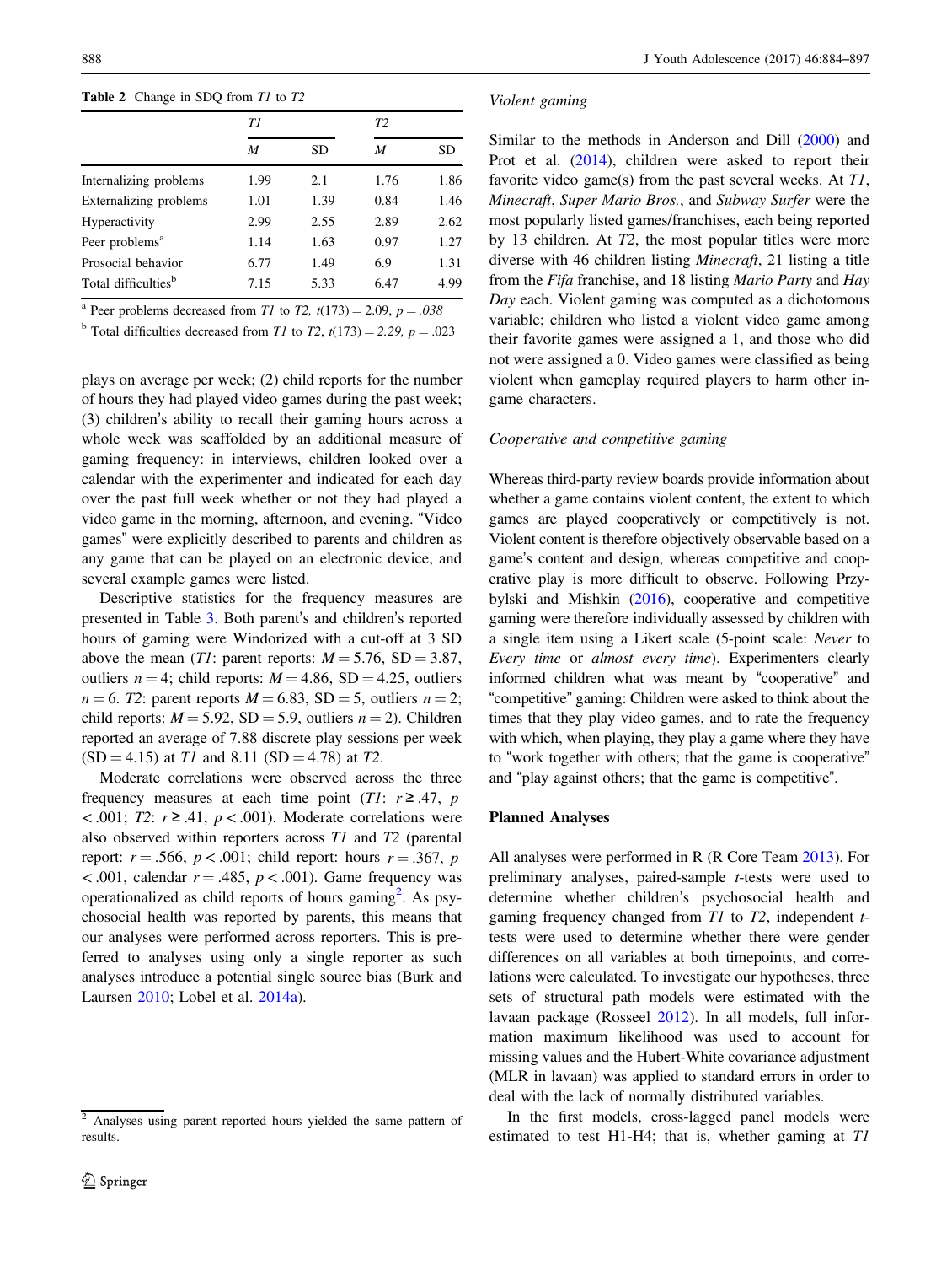**Table 2** Change in SDQ from *T1* to *T2*

| | *T1* | | *T2* | |
|---|---|---|---|---|
| | *M* | SD | *M* | SD |
| Internalizing problems | 1.99 | 2.1 | 1.76 | 1.86 |
| Externalizing problems | 1.01 | 1.39 | 0.84 | 1.46 |
| Hyperactivity | 2.99 | 2.55 | 2.89 | 2.62 |
| Peer problems[a] | 1.14 | 1.63 | 0.97 | 1.27 |
| Prosocial behavior | 6.77 | 1.49 | 6.9 | 1.31 |
| Total difficulties[b] | 7.15 | 5.33 | 6.47 | 4.99 |

[a] Peer problems decreased from *T1* to *T2*, $t(173) = 2.09$, $p = .038$

[b] Total difficulties decreased from *T1* to *T2*, $t(173) = 2.29$, $p = .023$

plays on average per week; (2) child reports for the number of hours they had played video games during the past week; (3) children's ability to recall their gaming hours across a whole week was scaffolded by an additional measure of gaming frequency: in interviews, children looked over a calendar with the experimenter and indicated for each day over the past full week whether or not they had played a video game in the morning, afternoon, and evening. "Video games" were explicitly described to parents and children as any game that can be played on an electronic device, and several example games were listed.

Descriptive statistics for the frequency measures are presented in Table 3. Both parent's and children's reported hours of gaming were Windorized with a cut-off at 3 SD above the mean (*T1*: parent reports: $M = 5.76$, $SD = 3.87$, outliers $n = 4$; child reports: $M = 4.86$, $SD = 4.25$, outliers $n = 6$. *T2*: parent reports $M = 6.83$, $SD = 5$, outliers $n = 2$; child reports: $M = 5.92$, $SD = 5.9$, outliers $n = 2$). Children reported an average of 7.88 discrete play sessions per week ($SD = 4.15$) at *T1* and 8.11 ($SD = 4.78$) at *T2*.

Moderate correlations were observed across the three frequency measures at each time point (*T1*: $r \geq .47$, $p < .001$; *T2*: $r \geq .41$, $p < .001$). Moderate correlations were also observed within reporters across *T1* and *T2* (parental report: $r = .566$, $p < .001$; child report: hours $r = .367$, $p < .001$, calendar $r = .485$, $p < .001$). Game frequency was operationalized as child reports of hours gaming[2]. As psychosocial health was reported by parents, this means that our analyses were performed across reporters. This is preferred to analyses using only a single reporter as such analyses introduce a potential single source bias (Burk and Laursen 2010; Lobel et al. 2014a).

[2] Analyses using parent reported hours yielded the same pattern of results.

*Violent gaming*

Similar to the methods in Anderson and Dill (2000) and Prot et al. (2014), children were asked to report their favorite video game(s) from the past several weeks. At *T1*, *Minecraft*, *Super Mario Bros.*, and *Subway Surfer* were the most popularly listed games/franchises, each being reported by 13 children. At *T2*, the most popular titles were more diverse with 46 children listing *Minecraft*, 21 listing a title from the *Fifa* franchise, and 18 listing *Mario Party* and *Hay Day* each. Violent gaming was computed as a dichotomous variable; children who listed a violent video game among their favorite games were assigned a 1, and those who did not were assigned a 0. Video games were classified as being violent when gameplay required players to harm other in-game characters.

*Cooperative and competitive gaming*

Whereas third-party review boards provide information about whether a game contains violent content, the extent to which games are played cooperatively or competitively is not. Violent content is therefore objectively observable based on a game's content and design, whereas competitive and cooperative play is more difficult to observe. Following Przybylski and Mishkin (2016), cooperative and competitive gaming were therefore individually assessed by children with a single item using a Likert scale (5-point scale: *Never* to *Every time* or *almost every time*). Experimenters clearly informed children what was meant by "cooperative" and "competitive" gaming: Children were asked to think about the times that they play video games, and to rate the frequency with which, when playing, they play a game where they have to "work together with others; that the game is cooperative" and "play against others; that the game is competitive".

## Planned Analyses

All analyses were performed in R (R Core Team 2013). For preliminary analyses, paired-sample *t*-tests were used to determine whether children's psychosocial health and gaming frequency changed from *T1* to *T2*, independent *t*-tests were used to determine whether there were gender differences on all variables at both timepoints, and correlations were calculated. To investigate our hypotheses, three sets of structural path models were estimated with the lavaan package (Rosseel 2012). In all models, full information maximum likelihood was used to account for missing values and the Hubert-White covariance adjustment (MLR in lavaan) was applied to standard errors in order to deal with the lack of normally distributed variables.

In the first models, cross-lagged panel models were estimated to test H1-H4; that is, whether gaming at *T1*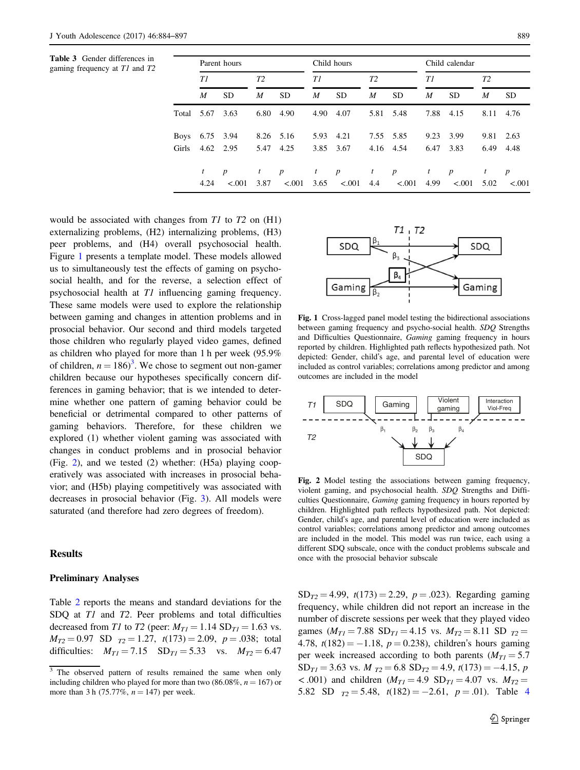**Table 3** Gender differences in gaming frequency at *T1* and *T2*

| | Parent hours | | | | Child hours | | | | Child calendar | | | |
|---|---|---|---|---|---|---|---|---|---|---|---|---|
| | *T1* | | *T2* | | *T1* | | *T2* | | *T1* | | *T2* | |
| | *M* | SD | *M* | SD | *M* | SD | *M* | SD | *M* | SD | *M* | SD |
| Total | 5.67 | 3.63 | 6.80 | 4.90 | 4.90 | 4.07 | 5.81 | 5.48 | 7.88 | 4.15 | 8.11 | 4.76 |
| Boys | 6.75 | 3.94 | 8.26 | 5.16 | 5.93 | 4.21 | 7.55 | 5.85 | 9.23 | 3.99 | 9.81 | 2.63 |
| Girls | 4.62 | 2.95 | 5.47 | 4.25 | 3.85 | 3.67 | 4.16 | 4.54 | 6.47 | 3.83 | 6.49 | 4.48 |
| | *t* | *p* | *t* | *p* | *t* | *p* | *t* | *p* | *t* | *p* | *t* | *p* |
| | 4.24 | <.001 | 3.87 | <.001 | 3.65 | <.001 | 4.4 | <.001 | 4.99 | <.001 | 5.02 | <.001 |

would be associated with changes from *T1* to *T2* on (H1) externalizing problems, (H2) internalizing problems, (H3) peer problems, and (H4) overall psychosocial health. Figure 1 presents a template model. These models allowed us to simultaneously test the effects of gaming on psychosocial health, and for the reverse, a selection effect of psychosocial health at *T1* influencing gaming frequency. These same models were used to explore the relationship between gaming and changes in attention problems and in prosocial behavior. Our second and third models targeted those children who regularly played video games, defined as children who played for more than 1 h per week (95.9% of children, $n = 186$)[3]. We chose to segment out non-gamer children because our hypotheses specifically concern differences in gaming behavior; that is we intended to determine whether one pattern of gaming behavior could be beneficial or detrimental compared to other patterns of gaming behaviors. Therefore, for these children we explored (1) whether violent gaming was associated with changes in conduct problems and in prosocial behavior (Fig. 2), and we tested (2) whether: (H5a) playing cooperatively was associated with increases in prosocial behavior; and (H5b) playing competitively was associated with decreases in prosocial behavior (Fig. 3). All models were saturated (and therefore had zero degrees of freedom).

**Fig. 1** Cross-lagged panel model testing the bidirectional associations between gaming frequency and psycho-social health. *SDQ* Strengths and Difficulties Questionnaire, *Gaming* gaming frequency in hours reported by children. Highlighted path reflects hypothesized path. Not depicted: Gender, child's age, and parental level of education were included as control variables; correlations among predictor and among outcomes are included in the model

**Fig. 2** Model testing the associations between gaming frequency, violent gaming, and psychosocial health. *SDQ* Strengths and Difficulties Questionnaire, *Gaming* gaming frequency in hours reported by children. Highlighted path reflects hypothesized path. Not depicted: Gender, child's age, and parental level of education were included as control variables; correlations among predictor and among outcomes are included in the model. This model was run twice, each using a different SDQ subscale, once with the conduct problems subscale and once with the prosocial behavior subscale

## Results

### Preliminary Analyses

Table 2 reports the means and standard deviations for the SDQ at *T1* and *T2*. Peer problems and total difficulties decreased from *T1* to *T2* (peer: $M_{T1} = 1.14$ $SD_{T1} = 1.63$ vs. $M_{T2} = 0.97$ $SD_{T2} = 1.27$, $t(173) = 2.09$, $p = .038$; total difficulties: $M_{T1} = 7.15$ $SD_{T1} = 5.33$ vs. $M_{T2} = 6.47$ $SD_{T2} = 4.99$, $t(173) = 2.29$, $p = .023$). Regarding gaming frequency, while children did not report an increase in the number of discrete sessions per week that they played video games ($M_{T1} = 7.88$ $SD_{T1} = 4.15$ vs. $M_{T2} = 8.11$ $SD_{T2} = 4.78$, $t(182) = -1.18$, $p = 0.238$), children's hours gaming per week increased according to both parents ($M_{T1} = 5.7$ $SD_{T1} = 3.63$ vs. $M_{T2} = 6.8$ $SD_{T2} = 4.9$, $t(173) = -4.15$, $p < .001$) and children ($M_{T1} = 4.9$ $SD_{T1} = 4.07$ vs. $M_{T2} = 5.82$ $SD_{T2} = 5.48$, $t(182) = -2.61$, $p = .01$). Table 4

[3] The observed pattern of results remained the same when only including children who played for more than two (86.08%, $n = 167$) or more than 3 h (75.77%, $n = 147$) per week.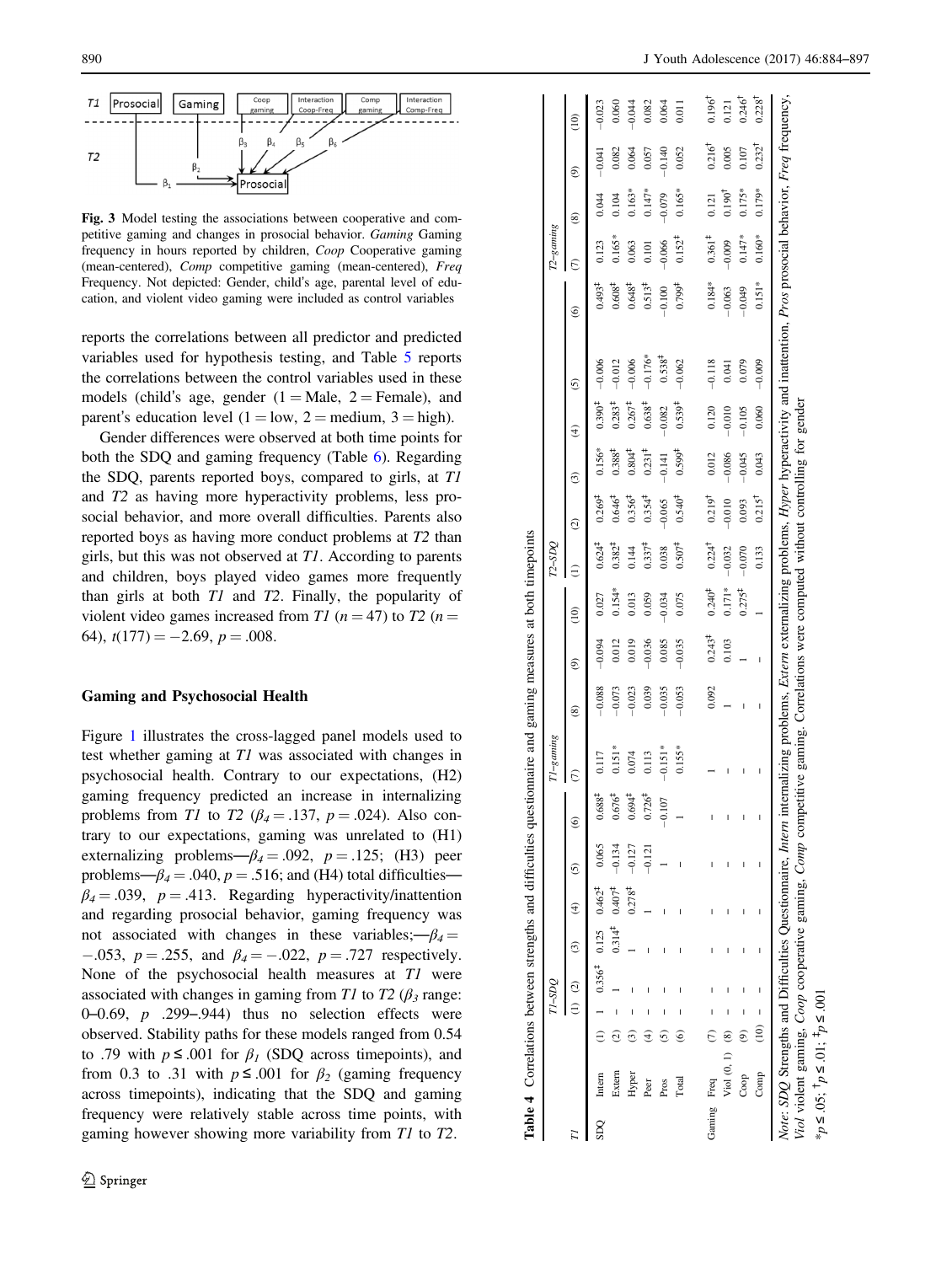Fig. 3 Model testing the associations between cooperative and competitive gaming and changes in prosocial behavior. *Gaming* Gaming frequency in hours reported by children, *Coop* Cooperative gaming (mean-centered), *Comp* competitive gaming (mean-centered), *Freq* Frequency. Not depicted: Gender, child's age, parental level of education, and violent video gaming were included as control variables

reports the correlations between all predictor and predicted variables used for hypothesis testing, and Table 5 reports the correlations between the control variables used in these models (child's age, gender (1 = Male, 2 = Female), and parent's education level (1 = low, 2 = medium, 3 = high).

Gender differences were observed at both time points for both the SDQ and gaming frequency (Table 6). Regarding the SDQ, parents reported boys, compared to girls, at *T1* and *T2* as having more hyperactivity problems, less prosocial behavior, and more overall difficulties. Parents also reported boys as having more conduct problems at *T2* than girls, but this was not observed at *T1*. According to parents and children, boys played video games more frequently than girls at both *T1* and *T2*. Finally, the popularity of violent video games increased from *T1* ($n = 47$) to *T2* ($n = 64$), $t(177) = -2.69$, $p = .008$.

### Gaming and Psychosocial Health

Figure 1 illustrates the cross-lagged panel models used to test whether gaming at *T1* was associated with changes in psychosocial health. Contrary to our expectations, (H2) gaming frequency predicted an increase in internalizing problems from *T1* to *T2* ($\beta_4 = .137$, $p = .024$). Also contrary to our expectations, gaming was unrelated to (H1) externalizing problems—$\beta_4 = .092$, $p = .125$; (H3) peer problems—$\beta_4 = .040$, $p = .516$; and (H4) total difficulties—$\beta_4 = .039$, $p = .413$. Regarding hyperactivity/inattention and regarding prosocial behavior, gaming frequency was not associated with changes in these variables;—$\beta_4 = -.053$, $p = .255$, and $\beta_4 = -.022$, $p = .727$ respectively. None of the psychosocial health measures at *T1* were associated with changes in gaming from *T1* to *T2* ($\beta_3$ range: 0–0.69, $p$ .299–.944) thus no selection effects were observed. Stability paths for these models ranged from 0.54 to .79 with $p \leq .001$ for $\beta_1$ (SDQ across timepoints), and from 0.3 to .31 with $p \leq .001$ for $\beta_2$ (gaming frequency across timepoints), indicating that the SDQ and gaming frequency were relatively stable across time points, with gaming however showing more variability from *T1* to *T2*.

**Table 4** Correlations between strengths and difficulties questionnaire and gaming measures at both timepoints

| *T1* | | | *T1-SDQ* (1) | (2) | (3) | (4) | (5) | (6) | *T1-gaming* (7) | (8) | (9) | (10) | *T2-SDQ* (1) | (2) | (3) | (4) | (5) | (6) | *T2-gaming* (7) | (8) | (9) | (10) |
|---|---|---|---|---|---|---|---|---|---|---|---|---|---|---|---|---|---|---|---|---|---|---|
| SDQ | Intern | (1) | 1 | 0.356‡ | 0.125 | 0.462‡ | 0.065 | 0.688‡ | 0.117 | −0.088 | −0.094 | 0.027 | 0.624‡ | 0.269‡ | 0.156* | 0.390‡ | −0.006 | 0.493‡ | 0.123 | 0.044 | −0.041 | −0.023 |
| | Extern | (2) | – | 1 | 0.314‡ | 0.407† | −0.134 | 0.676‡ | 0.151* | −0.073 | 0.012 | 0.154* | 0.382‡ | 0.646‡ | 0.388‡ | 0.283‡ | −0.012 | 0.608‡ | 0.165* | 0.104 | 0.082 | 0.060 |
| | Hyper | (3) | – | – | 1 | 0.278‡ | −0.127 | 0.694‡ | 0.074 | −0.023 | 0.019 | 0.013 | 0.144 | 0.356‡ | 0.804‡ | 0.267‡ | −0.006 | 0.648‡ | 0.063 | 0.163* | 0.064 | −0.044 |
| | Peer | (4) | – | – | – | 1 | −0.121 | 0.726‡ | 0.113 | 0.039 | −0.036 | 0.059 | 0.337‡ | 0.354‡ | 0.231‡ | 0.638‡ | −0.176* | 0.513‡ | 0.101 | 0.147* | 0.057 | 0.082 |
| | Pros | (5) | – | – | – | – | 1 | −0.107 | −0.151* | −0.035 | 0.085 | −0.034 | 0.038 | −0.065 | −0.141 | −0.082 | 0.538‡ | −0.100 | −0.066 | −0.079 | −0.140 | 0.064 |
| | Total | (6) | – | – | – | – | – | 1 | 0.155* | −0.053 | −0.035 | 0.075 | 0.507‡ | 0.540‡ | 0.599‡ | 0.539‡ | −0.062 | 0.799‡ | 0.152‡ | 0.165* | 0.052 | 0.011 |
| Gaming | Freq | (7) | – | – | – | – | – | – | 1 | 0.092 | 0.243‡ | 0.240‡ | 0.224† | 0.219† | 0.012 | 0.120 | −0.118 | 0.184* | 0.361‡ | 0.121 | 0.216† | 0.196† |
| | Viol (0, 1) | (8) | – | – | – | – | – | – | – | 1 | 0.103 | 0.171* | −0.032 | −0.010 | −0.086 | −0.010 | 0.041 | −0.063 | −0.009 | 0.190† | 0.005 | 0.121 |
| | Coop | (9) | – | – | – | – | – | – | – | – | 1 | 0.275‡ | −0.070 | 0.093 | −0.045 | −0.105 | 0.079 | −0.049 | 0.147* | 0.175* | 0.107 | 0.246† |
| | Comp | (10) | – | – | – | – | – | – | – | – | – | 1 | 0.133 | 0.215† | 0.043 | 0.060 | −0.009 | 0.151* | 0.160* | 0.179* | 0.232† | 0.228† |

*Note*: *SDQ* Strengths and Difficulties Questionnaire, *Intern* internalizing problems, *Extern* externalizing problems, *Hyper* hyperactivity and inattention, *Pros* prosocial behavior, *Freq* frequency, *Viol* violent gaming, *Coop* cooperative gaming, *Comp* competitive gaming. Correlations were computed without controlling for gender

$^*p \leq .05$; $^†p \leq .01$; $^‡p \leq .001$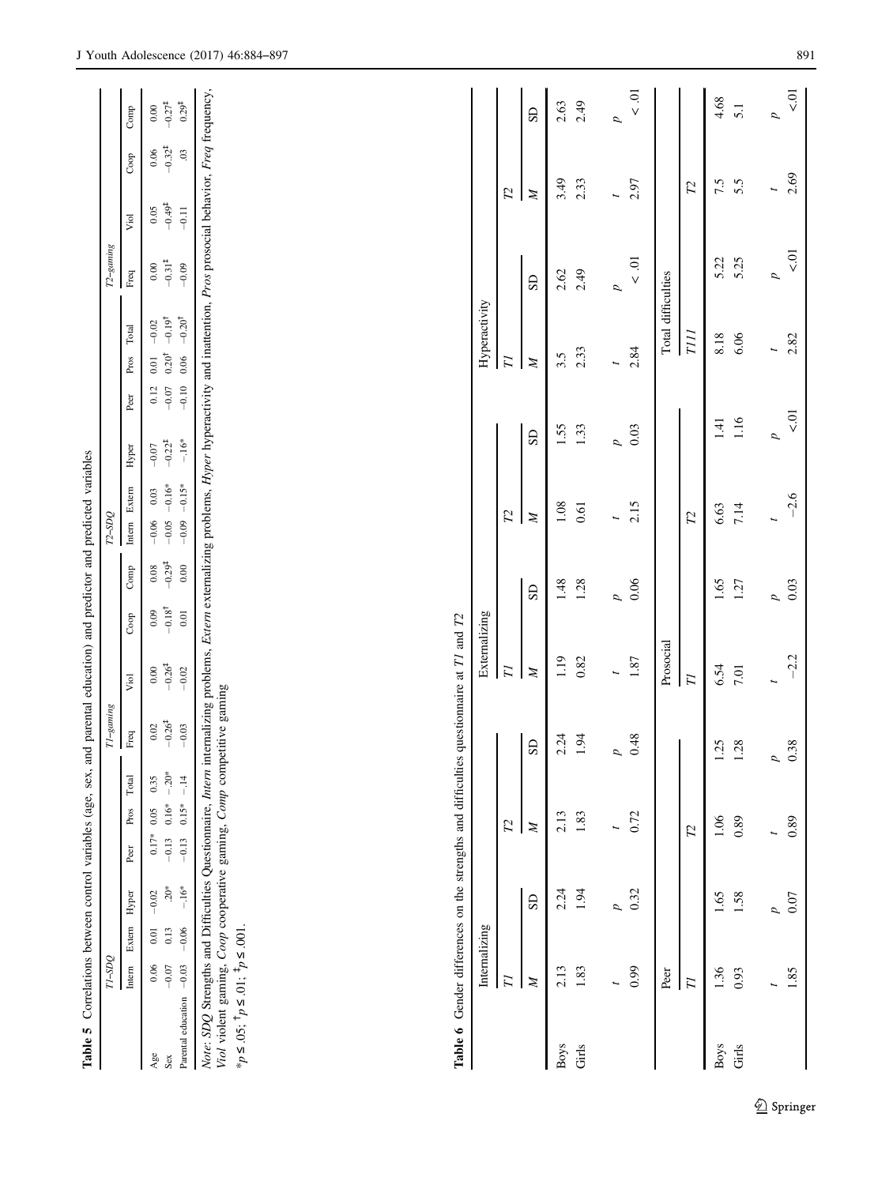**Table 5** Correlations between control variables (age, sex, and parental education) and predictor and predicted variables

| | T1-SDQ | | | | | | T1-gaming | | | | T2-SDQ | | | | | | T2-gaming | | | |
|---|---|---|---|---|---|---|---|---|---|---|---|---|---|---|---|---|---|---|---|---|
| | Intern | Extern | Hyper | Peer | Pros | Total | Freq | Viol | Coop | Comp | Intern | Extern | Hyper | Peer | Pros | Total | Freq | Viol | Coop | Comp |
| Age | 0.06 | 0.01 | −0.02 | 0.17* | 0.05 | 0.35 | 0.02 | 0.00 | 0.09 | 0.08 | −0.06 | 0.03 | −0.07 | 0.12 | 0.01 | −0.02 | 0.00 | 0.05 | 0.06 | 0.00 |
| Sex | −0.07 | 0.13 | .20* | −0.13 | 0.16* | −.20* | −0.26‡ | −0.26‡ | −0.18† | −0.29‡ | −0.05 | −0.16* | −0.22‡ | −0.07 | 0.20† | −0.19† | −0.31‡ | −0.49‡ | −0.32‡ | −0.27‡ |
| Parental education | −0.03 | −0.06 | −.16* | −0.13 | 0.15* | −.14 | −0.03 | −0.02 | 0.01 | 0.00 | −0.09 | −0.15* | −.16* | −0.10 | 0.06 | −0.20† | −0.09 | −0.11 | .03 | 0.29‡ |

*Note*: *SDQ* Strengths and Difficulties Questionnaire, *Intern* internalizing problems, *Extern* externalizing problems, *Hyper* hyperactivity and inattention, *Pros* prosocial behavior, *Freq* frequency, *Viol* violent gaming, *Coop* cooperative gaming, *Comp* competitive gaming

*$p \leq .05$; †$p \leq .01$; ‡$p \leq .001$.

**Table 6** Gender differences on the strengths and difficulties questionnaire at *T1* and *T2*

| | Internalizing | | | | Externalizing | | | | Hyperactivity | | | |
|---|---|---|---|---|---|---|---|---|---|---|---|---|
| | *T1* | | *T2* | | *T1* | | *T2* | | *T1* | | *T2* | |
| | *M* | SD | *M* | SD | *M* | SD | *M* | SD | *M* | SD | *M* | SD |
| Boys | 2.13 | 2.24 | 2.13 | 2.24 | 1.19 | 1.48 | 1.08 | 1.55 | 3.5 | 2.62 | 3.49 | 2.63 |
| Girls | 1.83 | 1.94 | 1.83 | 1.94 | 0.82 | 1.28 | 0.61 | 1.33 | 2.33 | 2.49 | 2.33 | 2.49 |
| | *t* | *p* | *t* | *p* | *t* | *p* | *t* | *p* | *t* | *p* | *t* | *p* |
| | 0.99 | 0.32 | 0.72 | 0.48 | 1.87 | 0.06 | 2.15 | 0.03 | 2.84 | < .01 | 2.97 | < .01 |

| | Peer | | | | Prosocial | | | | Total difficulties | | | |
|---|---|---|---|---|---|---|---|---|---|---|---|---|
| | *T1* | | *T2* | | *T1* | | *T2* | | *T111* | | *T2* | |
| Boys | 1.36 | 1.65 | 1.06 | 1.25 | 6.54 | 1.65 | 6.63 | 1.41 | 8.18 | 5.22 | 7.5 | 4.68 |
| Girls | 0.93 | 1.58 | 0.89 | 1.28 | 7.01 | 1.27 | 7.14 | 1.16 | 6.06 | 5.25 | 5.5 | 5.1 |
| | *t* | *p* | *t* | *p* | *t* | *p* | *t* | *p* | *t* | *p* | *t* | *p* |
| | 1.85 | 0.07 | 0.89 | 0.38 | −2.2 | 0.03 | −2.6 | <.01 | 2.82 | <.01 | 2.69 | <.01 |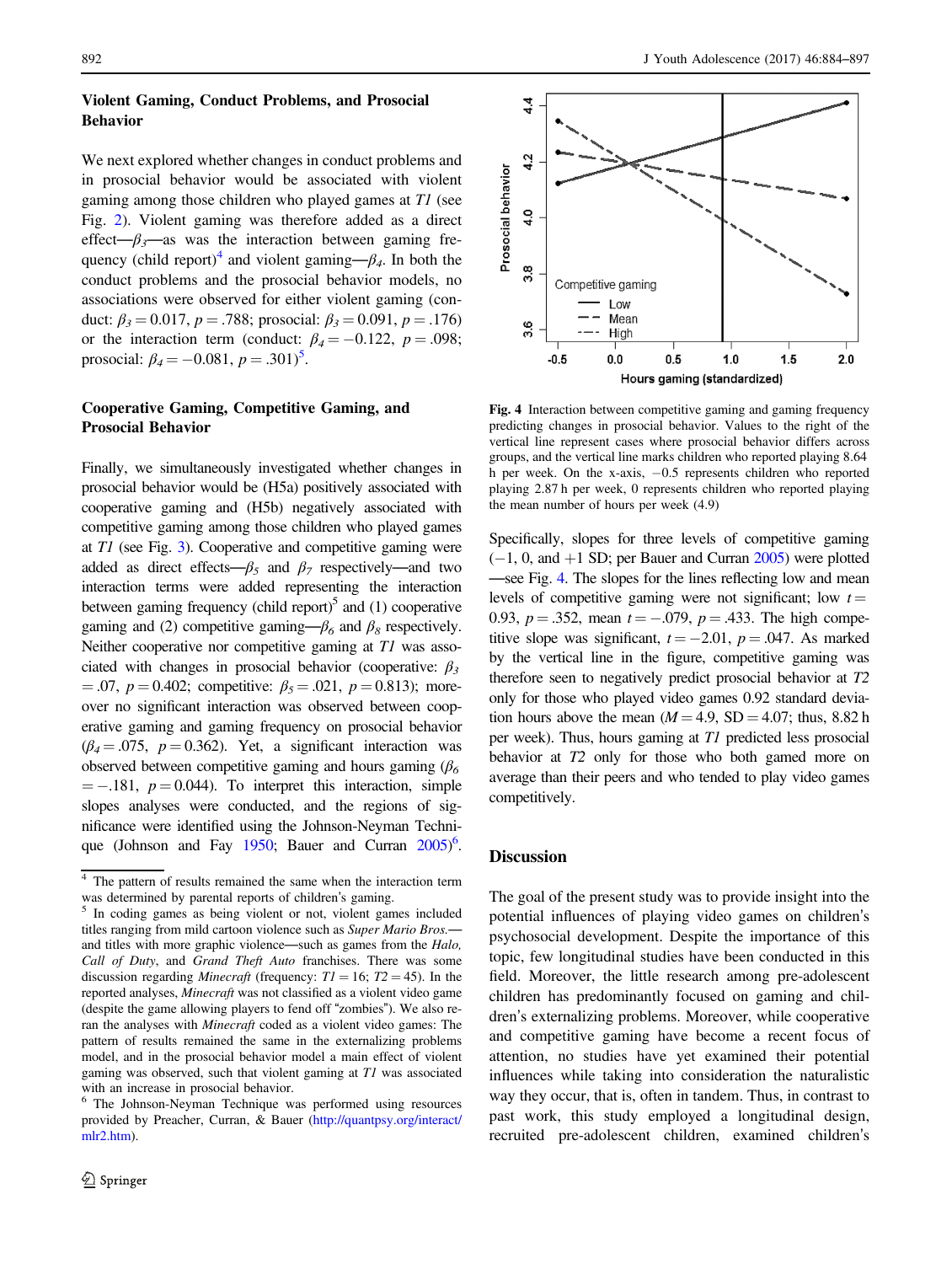### Violent Gaming, Conduct Problems, and Prosocial Behavior

We next explored whether changes in conduct problems and in prosocial behavior would be associated with violent gaming among those children who played games at *T1* (see Fig. 2). Violent gaming was therefore added as a direct effect—$\beta_3$—as was the interaction between gaming frequency (child report)[4] and violent gaming—$\beta_4$. In both the conduct problems and the prosocial behavior models, no associations were observed for either violent gaming (conduct: $\beta_3 = 0.017$, $p = .788$; prosocial: $\beta_3 = 0.091$, $p = .176$) or the interaction term (conduct: $\beta_4 = -0.122$, $p = .098$; prosocial: $\beta_4 = -0.081$, $p = .301$)[5].

### Cooperative Gaming, Competitive Gaming, and Prosocial Behavior

Finally, we simultaneously investigated whether changes in prosocial behavior would be (H5a) positively associated with cooperative gaming and (H5b) negatively associated with competitive gaming among those children who played games at *T1* (see Fig. 3). Cooperative and competitive gaming were added as direct effects—$\beta_5$ and $\beta_7$ respectively—and two interaction terms were added representing the interaction between gaming frequency (child report)[5] and (1) cooperative gaming and (2) competitive gaming—$\beta_6$ and $\beta_8$ respectively. Neither cooperative nor competitive gaming at *T1* was associated with changes in prosocial behavior (cooperative: $\beta_3 = .07$, $p = 0.402$; competitive: $\beta_5 = .021$, $p = 0.813$); moreover no significant interaction was observed between cooperative gaming and gaming frequency on prosocial behavior ($\beta_4 = .075$, $p = 0.362$). Yet, a significant interaction was observed between competitive gaming and hours gaming ($\beta_6 = -.181$, $p = 0.044$). To interpret this interaction, simple slopes analyses were conducted, and the regions of significance were identified using the Johnson-Neyman Technique (Johnson and Fay 1950; Bauer and Curran 2005)[6]. Specifically, slopes for three levels of competitive gaming (−1, 0, and +1 SD; per Bauer and Curran 2005) were plotted—see Fig. 4. The slopes for the lines reflecting low and mean levels of competitive gaming were not significant; low $t = 0.93$, $p = .352$, mean $t = -.079$, $p = .433$. The high competitive slope was significant, $t = -2.01$, $p = .047$. As marked by the vertical line in the figure, competitive gaming was therefore seen to negatively predict prosocial behavior at *T2* only for those who played video games 0.92 standard deviation hours above the mean ($M = 4.9$, $SD = 4.07$; thus, 8.82 h per week). Thus, hours gaming at *T1* predicted less prosocial behavior at *T2* only for those who both gamed more on average than their peers and who tended to play video games competitively.

**Fig. 4** Interaction between competitive gaming and gaming frequency predicting changes in prosocial behavior. Values to the right of the vertical line represent cases where prosocial behavior differs across groups, and the vertical line marks children who reported playing 8.64 h per week. On the x-axis, −0.5 represents children who reported playing 2.87 h per week, 0 represents children who reported playing the mean number of hours per week (4.9)

## Discussion

The goal of the present study was to provide insight into the potential influences of playing video games on children's psychosocial development. Despite the importance of this topic, few longitudinal studies have been conducted in this field. Moreover, the little research among pre-adolescent children has predominantly focused on gaming and children's externalizing problems. Moreover, while cooperative and competitive gaming have become a recent focus of attention, no studies have yet examined their potential influences while taking into consideration the naturalistic way they occur, that is, often in tandem. Thus, in contrast to past work, this study employed a longitudinal design, recruited pre-adolescent children, examined children's

---

[4] The pattern of results remained the same when the interaction term was determined by parental reports of children's gaming.

[5] In coding games as being violent or not, violent games included titles ranging from mild cartoon violence such as *Super Mario Bros.*—and titles with more graphic violence—such as games from the *Halo, Call of Duty*, and *Grand Theft Auto* franchises. There was some discussion regarding *Minecraft* (frequency: $T1 = 16$; $T2 = 45$). In the reported analyses, *Minecraft* was not classified as a violent video game (despite the game allowing players to fend off "zombies"). We also reran the analyses with *Minecraft* coded as a violent video games: The pattern of results remained the same in the externalizing problems model, and in the prosocial behavior model a main effect of violent gaming was observed, such that violent gaming at *T1* was associated with an increase in prosocial behavior.

[6] The Johnson-Neyman Technique was performed using resources provided by Preacher, Curran, & Bauer (http://quantpsy.org/interact/mlr2.htm).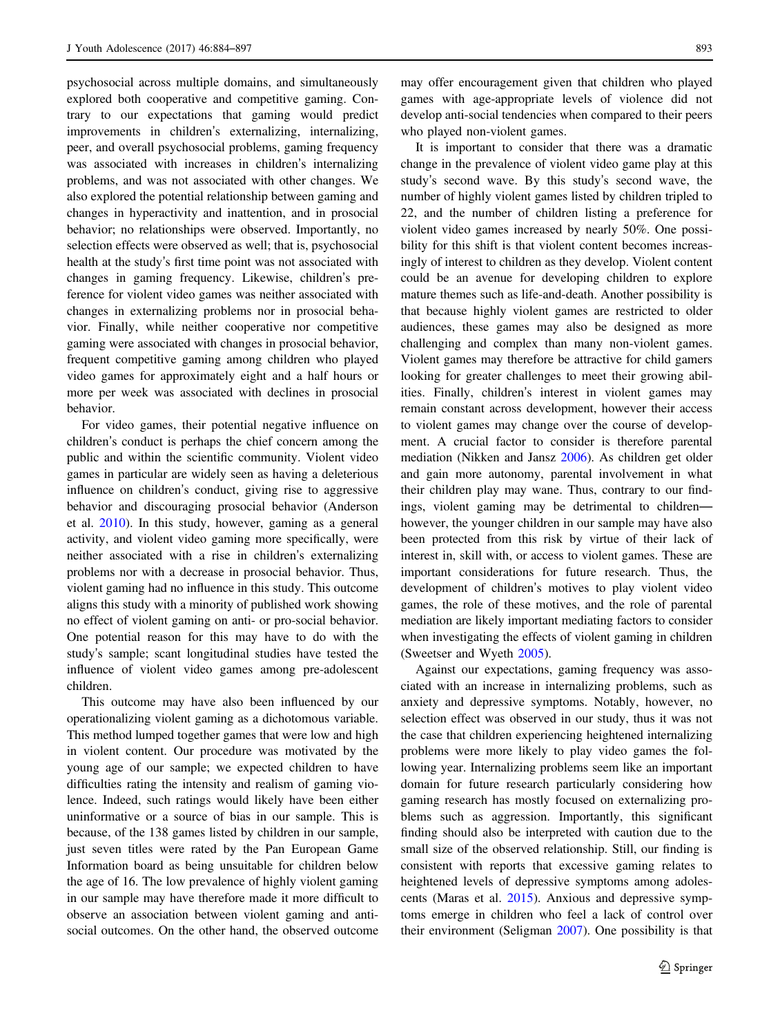psychosocial across multiple domains, and simultaneously explored both cooperative and competitive gaming. Contrary to our expectations that gaming would predict improvements in children's externalizing, internalizing, peer, and overall psychosocial problems, gaming frequency was associated with increases in children's internalizing problems, and was not associated with other changes. We also explored the potential relationship between gaming and changes in hyperactivity and inattention, and in prosocial behavior; no relationships were observed. Importantly, no selection effects were observed as well; that is, psychosocial health at the study's first time point was not associated with changes in gaming frequency. Likewise, children's preference for violent video games was neither associated with changes in externalizing problems nor in prosocial behavior. Finally, while neither cooperative nor competitive gaming were associated with changes in prosocial behavior, frequent competitive gaming among children who played video games for approximately eight and a half hours or more per week was associated with declines in prosocial behavior.

For video games, their potential negative influence on children's conduct is perhaps the chief concern among the public and within the scientific community. Violent video games in particular are widely seen as having a deleterious influence on children's conduct, giving rise to aggressive behavior and discouraging prosocial behavior (Anderson et al. 2010). In this study, however, gaming as a general activity, and violent video gaming more specifically, were neither associated with a rise in children's externalizing problems nor with a decrease in prosocial behavior. Thus, violent gaming had no influence in this study. This outcome aligns this study with a minority of published work showing no effect of violent gaming on anti- or pro-social behavior. One potential reason for this may have to do with the study's sample; scant longitudinal studies have tested the influence of violent video games among pre-adolescent children.

This outcome may have also been influenced by our operationalizing violent gaming as a dichotomous variable. This method lumped together games that were low and high in violent content. Our procedure was motivated by the young age of our sample; we expected children to have difficulties rating the intensity and realism of gaming violence. Indeed, such ratings would likely have been either uninformative or a source of bias in our sample. This is because, of the 138 games listed by children in our sample, just seven titles were rated by the Pan European Game Information board as being unsuitable for children below the age of 16. The low prevalence of highly violent gaming in our sample may have therefore made it more difficult to observe an association between violent gaming and antisocial outcomes. On the other hand, the observed outcome may offer encouragement given that children who played games with age-appropriate levels of violence did not develop anti-social tendencies when compared to their peers who played non-violent games.

It is important to consider that there was a dramatic change in the prevalence of violent video game play at this study's second wave. By this study's second wave, the number of highly violent games listed by children tripled to 22, and the number of children listing a preference for violent video games increased by nearly 50%. One possibility for this shift is that violent content becomes increasingly of interest to children as they develop. Violent content could be an avenue for developing children to explore mature themes such as life-and-death. Another possibility is that because highly violent games are restricted to older audiences, these games may also be designed as more challenging and complex than many non-violent games. Violent games may therefore be attractive for child gamers looking for greater challenges to meet their growing abilities. Finally, children's interest in violent games may remain constant across development, however their access to violent games may change over the course of development. A crucial factor to consider is therefore parental mediation (Nikken and Jansz 2006). As children get older and gain more autonomy, parental involvement in what their children play may wane. Thus, contrary to our findings, violent gaming may be detrimental to children—however, the younger children in our sample may have also been protected from this risk by virtue of their lack of interest in, skill with, or access to violent games. These are important considerations for future research. Thus, the development of children's motives to play violent video games, the role of these motives, and the role of parental mediation are likely important mediating factors to consider when investigating the effects of violent gaming in children (Sweetser and Wyeth 2005).

Against our expectations, gaming frequency was associated with an increase in internalizing problems, such as anxiety and depressive symptoms. Notably, however, no selection effect was observed in our study, thus it was not the case that children experiencing heightened internalizing problems were more likely to play video games the following year. Internalizing problems seem like an important domain for future research particularly considering how gaming research has mostly focused on externalizing problems such as aggression. Importantly, this significant finding should also be interpreted with caution due to the small size of the observed relationship. Still, our finding is consistent with reports that excessive gaming relates to heightened levels of depressive symptoms among adolescents (Maras et al. 2015). Anxious and depressive symptoms emerge in children who feel a lack of control over their environment (Seligman 2007). One possibility is that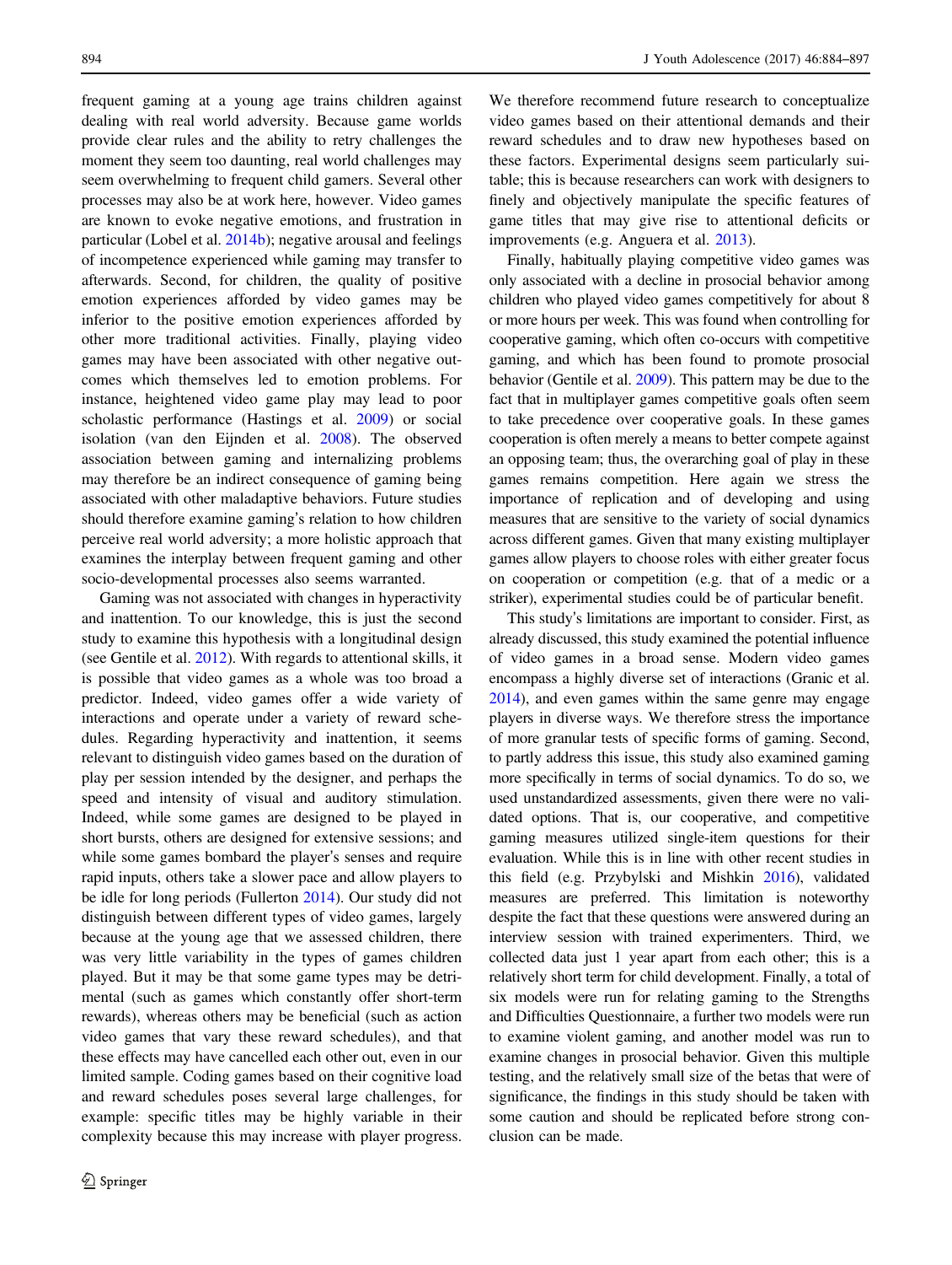frequent gaming at a young age trains children against dealing with real world adversity. Because game worlds provide clear rules and the ability to retry challenges the moment they seem too daunting, real world challenges may seem overwhelming to frequent child gamers. Several other processes may also be at work here, however. Video games are known to evoke negative emotions, and frustration in particular (Lobel et al. 2014b); negative arousal and feelings of incompetence experienced while gaming may transfer to afterwards. Second, for children, the quality of positive emotion experiences afforded by video games may be inferior to the positive emotion experiences afforded by other more traditional activities. Finally, playing video games may have been associated with other negative outcomes which themselves led to emotion problems. For instance, heightened video game play may lead to poor scholastic performance (Hastings et al. 2009) or social isolation (van den Eijnden et al. 2008). The observed association between gaming and internalizing problems may therefore be an indirect consequence of gaming being associated with other maladaptive behaviors. Future studies should therefore examine gaming's relation to how children perceive real world adversity; a more holistic approach that examines the interplay between frequent gaming and other socio-developmental processes also seems warranted.

Gaming was not associated with changes in hyperactivity and inattention. To our knowledge, this is just the second study to examine this hypothesis with a longitudinal design (see Gentile et al. 2012). With regards to attentional skills, it is possible that video games as a whole was too broad a predictor. Indeed, video games offer a wide variety of interactions and operate under a variety of reward schedules. Regarding hyperactivity and inattention, it seems relevant to distinguish video games based on the duration of play per session intended by the designer, and perhaps the speed and intensity of visual and auditory stimulation. Indeed, while some games are designed to be played in short bursts, others are designed for extensive sessions; and while some games bombard the player's senses and require rapid inputs, others take a slower pace and allow players to be idle for long periods (Fullerton 2014). Our study did not distinguish between different types of video games, largely because at the young age that we assessed children, there was very little variability in the types of games children played. But it may be that some game types may be detrimental (such as games which constantly offer short-term rewards), whereas others may be beneficial (such as action video games that vary these reward schedules), and that these effects may have cancelled each other out, even in our limited sample. Coding games based on their cognitive load and reward schedules poses several large challenges, for example: specific titles may be highly variable in their complexity because this may increase with player progress. We therefore recommend future research to conceptualize video games based on their attentional demands and their reward schedules and to draw new hypotheses based on these factors. Experimental designs seem particularly suitable; this is because researchers can work with designers to finely and objectively manipulate the specific features of game titles that may give rise to attentional deficits or improvements (e.g. Anguera et al. 2013).

Finally, habitually playing competitive video games was only associated with a decline in prosocial behavior among children who played video games competitively for about 8 or more hours per week. This was found when controlling for cooperative gaming, which often co-occurs with competitive gaming, and which has been found to promote prosocial behavior (Gentile et al. 2009). This pattern may be due to the fact that in multiplayer games competitive goals often seem to take precedence over cooperative goals. In these games cooperation is often merely a means to better compete against an opposing team; thus, the overarching goal of play in these games remains competition. Here again we stress the importance of replication and of developing and using measures that are sensitive to the variety of social dynamics across different games. Given that many existing multiplayer games allow players to choose roles with either greater focus on cooperation or competition (e.g. that of a medic or a striker), experimental studies could be of particular benefit.

This study's limitations are important to consider. First, as already discussed, this study examined the potential influence of video games in a broad sense. Modern video games encompass a highly diverse set of interactions (Granic et al. 2014), and even games within the same genre may engage players in diverse ways. We therefore stress the importance of more granular tests of specific forms of gaming. Second, to partly address this issue, this study also examined gaming more specifically in terms of social dynamics. To do so, we used unstandardized assessments, given there were no validated options. That is, our cooperative, and competitive gaming measures utilized single-item questions for their evaluation. While this is in line with other recent studies in this field (e.g. Przybylski and Mishkin 2016), validated measures are preferred. This limitation is noteworthy despite the fact that these questions were answered during an interview session with trained experimenters. Third, we collected data just 1 year apart from each other; this is a relatively short term for child development. Finally, a total of six models were run for relating gaming to the Strengths and Difficulties Questionnaire, a further two models were run to examine violent gaming, and another model was run to examine changes in prosocial behavior. Given this multiple testing, and the relatively small size of the betas that were of significance, the findings in this study should be taken with some caution and should be replicated before strong conclusion can be made.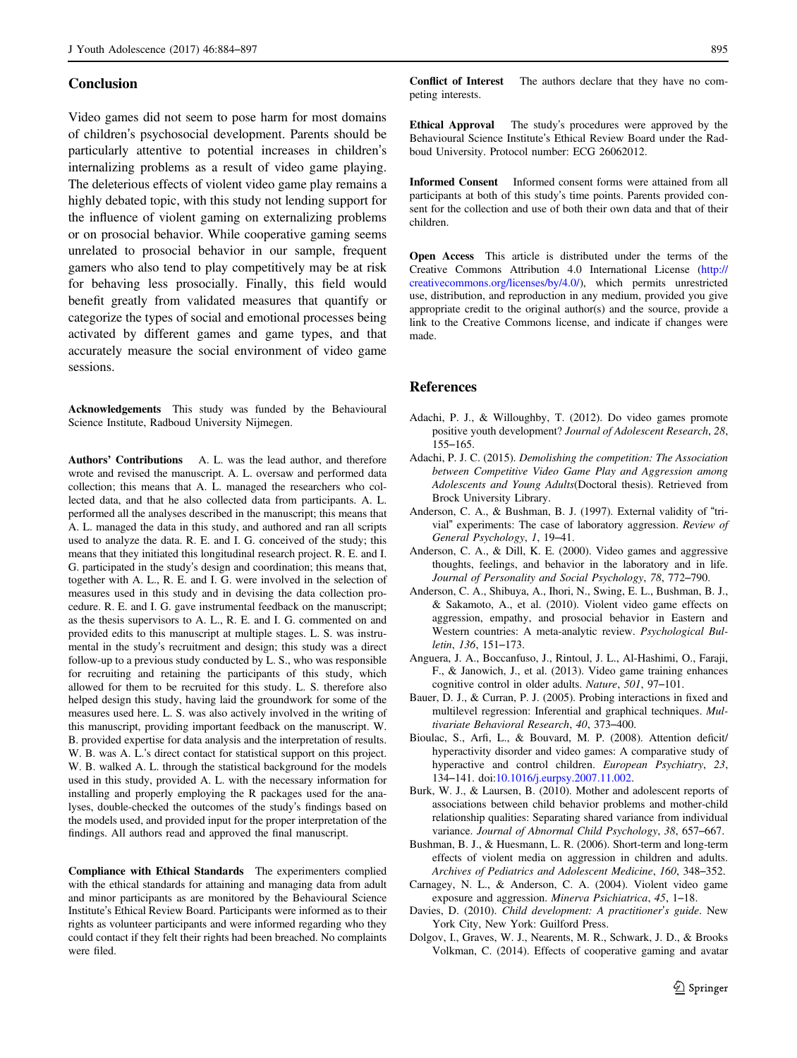## Conclusion

Video games did not seem to pose harm for most domains of children's psychosocial development. Parents should be particularly attentive to potential increases in children's internalizing problems as a result of video game playing. The deleterious effects of violent video game play remains a highly debated topic, with this study not lending support for the influence of violent gaming on externalizing problems or on prosocial behavior. While cooperative gaming seems unrelated to prosocial behavior in our sample, frequent gamers who also tend to play competitively may be at risk for behaving less prosocially. Finally, this field would benefit greatly from validated measures that quantify or categorize the types of social and emotional processes being activated by different games and game types, and that accurately measure the social environment of video game sessions.

**Acknowledgements** This study was funded by the Behavioural Science Institute, Radboud University Nijmegen.

**Authors' Contributions** A. L. was the lead author, and therefore wrote and revised the manuscript. A. L. oversaw and performed data collection; this means that A. L. managed the researchers who collected data, and that he also collected data from participants. A. L. performed all the analyses described in the manuscript; this means that A. L. managed the data in this study, and authored and ran all scripts used to analyze the data. R. E. and I. G. conceived of the study; this means that they initiated this longitudinal research project. R. E. and I. G. participated in the study's design and coordination; this means that, together with A. L., R. E. and I. G. were involved in the selection of measures used in this study and in devising the data collection procedure. R. E. and I. G. gave instrumental feedback on the manuscript; as the thesis supervisors to A. L., R. E. and I. G. commented on and provided edits to this manuscript at multiple stages. L. S. was instrumental in the study's recruitment and design; this study was a direct follow-up to a previous study conducted by L. S., who was responsible for recruiting and retaining the participants of this study, which allowed for them to be recruited for this study. L. S. therefore also helped design this study, having laid the groundwork for some of the measures used here. L. S. was also actively involved in the writing of this manuscript, providing important feedback on the manuscript. W. B. provided expertise for data analysis and the interpretation of results. W. B. was A. L.'s direct contact for statistical support on this project. W. B. walked A. L. through the statistical background for the models used in this study, provided A. L. with the necessary information for installing and properly employing the R packages used for the analyses, double-checked the outcomes of the study's findings based on the models used, and provided input for the proper interpretation of the findings. All authors read and approved the final manuscript.

**Compliance with Ethical Standards** The experimenters complied with the ethical standards for attaining and managing data from adult and minor participants as are monitored by the Behavioural Science Institute's Ethical Review Board. Participants were informed as to their rights as volunteer participants and were informed regarding who they could contact if they felt their rights had been breached. No complaints were filed.

**Conflict of Interest** The authors declare that they have no competing interests.

**Ethical Approval** The study's procedures were approved by the Behavioural Science Institute's Ethical Review Board under the Radboud University. Protocol number: ECG 26062012.

**Informed Consent** Informed consent forms were attained from all participants at both of this study's time points. Parents provided consent for the collection and use of both their own data and that of their children.

**Open Access** This article is distributed under the terms of the Creative Commons Attribution 4.0 International License (http://creativecommons.org/licenses/by/4.0/), which permits unrestricted use, distribution, and reproduction in any medium, provided you give appropriate credit to the original author(s) and the source, provide a link to the Creative Commons license, and indicate if changes were made.

## References

Adachi, P. J., & Willoughby, T. (2012). Do video games promote positive youth development? *Journal of Adolescent Research*, *28*, 155–165.

Adachi, P. J. C. (2015). *Demolishing the competition: The Association between Competitive Video Game Play and Aggression among Adolescents and Young Adults*(Doctoral thesis). Retrieved from Brock University Library.

Anderson, C. A., & Bushman, B. J. (1997). External validity of "trivial" experiments: The case of laboratory aggression. *Review of General Psychology*, *1*, 19–41.

Anderson, C. A., & Dill, K. E. (2000). Video games and aggressive thoughts, feelings, and behavior in the laboratory and in life. *Journal of Personality and Social Psychology*, *78*, 772–790.

Anderson, C. A., Shibuya, A., Ihori, N., Swing, E. L., Bushman, B. J., & Sakamoto, A., et al. (2010). Violent video game effects on aggression, empathy, and prosocial behavior in Eastern and Western countries: A meta-analytic review. *Psychological Bulletin*, *136*, 151–173.

Anguera, J. A., Boccanfuso, J., Rintoul, J. L., Al-Hashimi, O., Faraji, F., & Janowich, J., et al. (2013). Video game training enhances cognitive control in older adults. *Nature*, *501*, 97–101.

Bauer, D. J., & Curran, P. J. (2005). Probing interactions in fixed and multilevel regression: Inferential and graphical techniques. *Multivariate Behavioral Research*, *40*, 373–400.

Bioulac, S., Arfi, L., & Bouvard, M. P. (2008). Attention deficit/hyperactivity disorder and video games: A comparative study of hyperactive and control children. *European Psychiatry*, *23*, 134–141. doi:10.1016/j.eurpsy.2007.11.002.

Burk, W. J., & Laursen, B. (2010). Mother and adolescent reports of associations between child behavior problems and mother-child relationship qualities: Separating shared variance from individual variance. *Journal of Abnormal Child Psychology*, *38*, 657–667.

Bushman, B. J., & Huesmann, L. R. (2006). Short-term and long-term effects of violent media on aggression in children and adults. *Archives of Pediatrics and Adolescent Medicine*, *160*, 348–352.

Carnagey, N. L., & Anderson, C. A. (2004). Violent video game exposure and aggression. *Minerva Psichiatrica*, *45*, 1–18.

Davies, D. (2010). *Child development: A practitioner's guide*. New York City, New York: Guilford Press.

Dolgov, I., Graves, W. J., Nearents, M. R., Schwark, J. D., & Brooks Volkman, C. (2014). Effects of cooperative gaming and avatar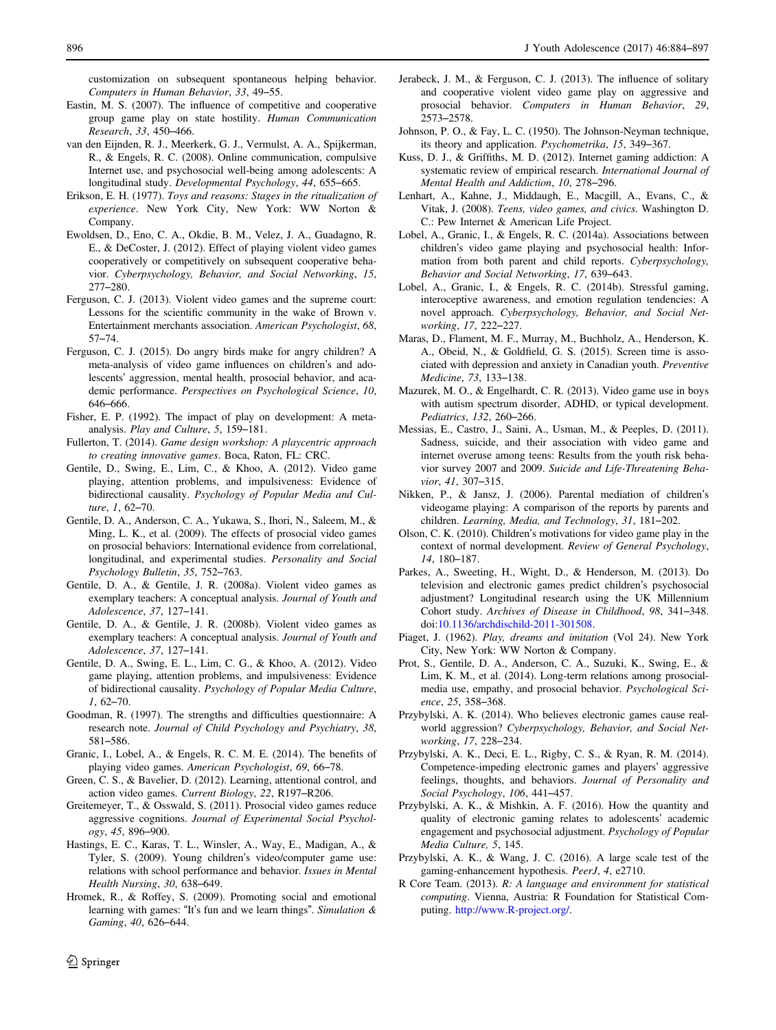customization on subsequent spontaneous helping behavior. *Computers in Human Behavior*, *33*, 49–55.

Eastin, M. S. (2007). The influence of competitive and cooperative group game play on state hostility. *Human Communication Research*, *33*, 450–466.

van den Eijnden, R. J., Meerkerk, G. J., Vermulst, A. A., Spijkerman, R., & Engels, R. C. (2008). Online communication, compulsive Internet use, and psychosocial well-being among adolescents: A longitudinal study. *Developmental Psychology*, *44*, 655–665.

Erikson, E. H. (1977). *Toys and reasons: Stages in the ritualization of experience*. New York City, New York: WW Norton & Company.

Ewoldsen, D., Eno, C. A., Okdie, B. M., Velez, J. A., Guadagno, R. E., & DeCoster, J. (2012). Effect of playing violent video games cooperatively or competitively on subsequent cooperative behavior. *Cyberpsychology, Behavior, and Social Networking*, *15*, 277–280.

Ferguson, C. J. (2013). Violent video games and the supreme court: Lessons for the scientific community in the wake of Brown v. Entertainment merchants association. *American Psychologist*, *68*, 57–74.

Ferguson, C. J. (2015). Do angry birds make for angry children? A meta-analysis of video game influences on children's and adolescents' aggression, mental health, prosocial behavior, and academic performance. *Perspectives on Psychological Science*, *10*, 646–666.

Fisher, E. P. (1992). The impact of play on development: A meta-analysis. *Play and Culture*, *5*, 159–181.

Fullerton, T. (2014). *Game design workshop: A playcentric approach to creating innovative games*. Boca, Raton, FL: CRC.

Gentile, D., Swing, E., Lim, C., & Khoo, A. (2012). Video game playing, attention problems, and impulsiveness: Evidence of bidirectional causality. *Psychology of Popular Media and Culture*, *1*, 62–70.

Gentile, D. A., Anderson, C. A., Yukawa, S., Ihori, N., Saleem, M., & Ming, L. K., et al. (2009). The effects of prosocial video games on prosocial behaviors: International evidence from correlational, longitudinal, and experimental studies. *Personality and Social Psychology Bulletin*, *35*, 752–763.

Gentile, D. A., & Gentile, J. R. (2008a). Violent video games as exemplary teachers: A conceptual analysis. *Journal of Youth and Adolescence*, *37*, 127–141.

Gentile, D. A., & Gentile, J. R. (2008b). Violent video games as exemplary teachers: A conceptual analysis. *Journal of Youth and Adolescence*, *37*, 127–141.

Gentile, D. A., Swing, E. L., Lim, C. G., & Khoo, A. (2012). Video game playing, attention problems, and impulsiveness: Evidence of bidirectional causality. *Psychology of Popular Media Culture*, *1*, 62–70.

Goodman, R. (1997). The strengths and difficulties questionnaire: A research note. *Journal of Child Psychology and Psychiatry*, *38*, 581–586.

Granic, I., Lobel, A., & Engels, R. C. M. E. (2014). The benefits of playing video games. *American Psychologist*, *69*, 66–78.

Green, C. S., & Bavelier, D. (2012). Learning, attentional control, and action video games. *Current Biology*, *22*, R197–R206.

Greitemeyer, T., & Osswald, S. (2011). Prosocial video games reduce aggressive cognitions. *Journal of Experimental Social Psychology*, *45*, 896–900.

Hastings, E. C., Karas, T. L., Winsler, A., Way, E., Madigan, A., & Tyler, S. (2009). Young children's video/computer game use: relations with school performance and behavior. *Issues in Mental Health Nursing*, *30*, 638–649.

Hromek, R., & Roffey, S. (2009). Promoting social and emotional learning with games: "It's fun and we learn things". *Simulation & Gaming*, *40*, 626–644.

Jerabeck, J. M., & Ferguson, C. J. (2013). The influence of solitary and cooperative violent video game play on aggressive and prosocial behavior. *Computers in Human Behavior*, *29*, 2573–2578.

Johnson, P. O., & Fay, L. C. (1950). The Johnson-Neyman technique, its theory and application. *Psychometrika*, *15*, 349–367.

Kuss, D. J., & Griffiths, M. D. (2012). Internet gaming addiction: A systematic review of empirical research. *International Journal of Mental Health and Addiction*, *10*, 278–296.

Lenhart, A., Kahne, J., Middaugh, E., Macgill, A., Evans, C., & Vitak, J. (2008). *Teens, video games, and civics.* Washington D. C.: Pew Internet & American Life Project.

Lobel, A., Granic, I., & Engels, R. C. (2014a). Associations between children's video game playing and psychosocial health: Information from both parent and child reports. *Cyberpsychology, Behavior and Social Networking*, *17*, 639–643.

Lobel, A., Granic, I., & Engels, R. C. (2014b). Stressful gaming, interoceptive awareness, and emotion regulation tendencies: A novel approach. *Cyberpsychology, Behavior, and Social Networking*, *17*, 222–227.

Maras, D., Flament, M. F., Murray, M., Buchholz, A., Henderson, K. A., Obeid, N., & Goldfield, G. S. (2015). Screen time is associated with depression and anxiety in Canadian youth. *Preventive Medicine*, *73*, 133–138.

Mazurek, M. O., & Engelhardt, C. R. (2013). Video game use in boys with autism spectrum disorder, ADHD, or typical development. *Pediatrics*, *132*, 260–266.

Messias, E., Castro, J., Saini, A., Usman, M., & Peeples, D. (2011). Sadness, suicide, and their association with video game and internet overuse among teens: Results from the youth risk behavior survey 2007 and 2009. *Suicide and Life-Threatening Behavior*, *41*, 307–315.

Nikken, P., & Jansz, J. (2006). Parental mediation of children's videogame playing: A comparison of the reports by parents and children. *Learning, Media, and Technology*, *31*, 181–202.

Olson, C. K. (2010). Children's motivations for video game play in the context of normal development. *Review of General Psychology*, *14*, 180–187.

Parkes, A., Sweeting, H., Wight, D., & Henderson, M. (2013). Do television and electronic games predict children's psychosocial adjustment? Longitudinal research using the UK Millennium Cohort study. *Archives of Disease in Childhood*, *98*, 341–348. doi:10.1136/archdischild-2011-301508.

Piaget, J. (1962). *Play, dreams and imitation* (Vol 24). New York City, New York: WW Norton & Company.

Prot, S., Gentile, D. A., Anderson, C. A., Suzuki, K., Swing, E., & Lim, K. M., et al. (2014). Long-term relations among prosocial-media use, empathy, and prosocial behavior. *Psychological Science*, *25*, 358–368.

Przybylski, A. K. (2014). Who believes electronic games cause real-world aggression? *Cyberpsychology, Behavior, and Social Networking*, *17*, 228–234.

Przybylski, A. K., Deci, E. L., Rigby, C. S., & Ryan, R. M. (2014). Competence-impeding electronic games and players' aggressive feelings, thoughts, and behaviors. *Journal of Personality and Social Psychology*, *106*, 441–457.

Przybylski, A. K., & Mishkin, A. F. (2016). How the quantity and quality of electronic gaming relates to adolescents' academic engagement and psychosocial adjustment. *Psychology of Popular Media Culture, 5*, 145.

Przybylski, A. K., & Wang, J. C. (2016). A large scale test of the gaming-enhancement hypothesis. *PeerJ*, *4*, e2710.

R Core Team. (2013). *R: A language and environment for statistical computing*. Vienna, Austria: R Foundation for Statistical Computing. http://www.R-project.org/.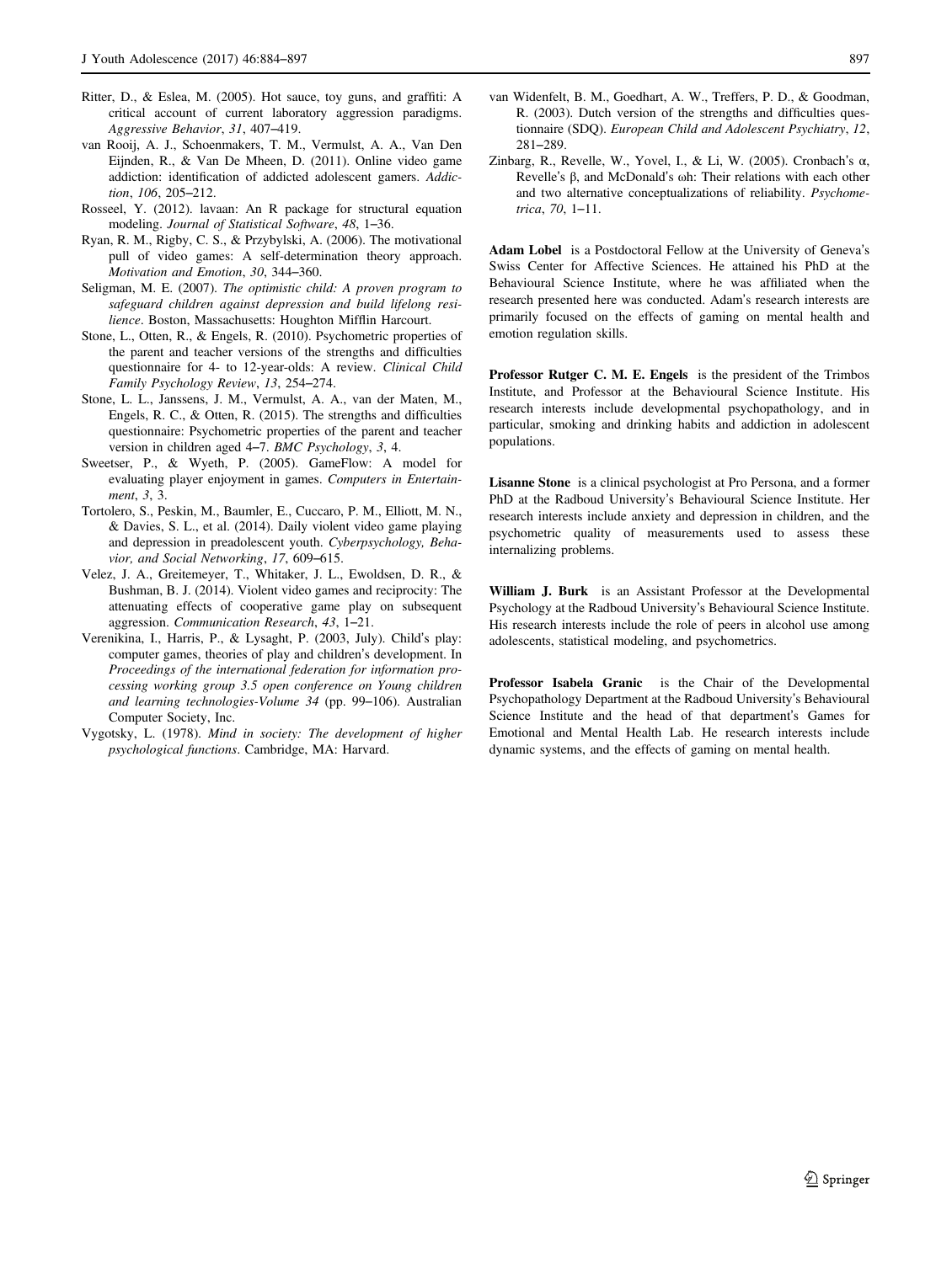Ritter, D., & Eslea, M. (2005). Hot sauce, toy guns, and graffiti: A critical account of current laboratory aggression paradigms. *Aggressive Behavior*, *31*, 407–419.

van Rooij, A. J., Schoenmakers, T. M., Vermulst, A. A., Van Den Eijnden, R., & Van De Mheen, D. (2011). Online video game addiction: identification of addicted adolescent gamers. *Addiction*, *106*, 205–212.

Rosseel, Y. (2012). lavaan: An R package for structural equation modeling. *Journal of Statistical Software*, *48*, 1–36.

Ryan, R. M., Rigby, C. S., & Przybylski, A. (2006). The motivational pull of video games: A self-determination theory approach. *Motivation and Emotion*, *30*, 344–360.

Seligman, M. E. (2007). *The optimistic child: A proven program to safeguard children against depression and build lifelong resilience*. Boston, Massachusetts: Houghton Mifflin Harcourt.

Stone, L., Otten, R., & Engels, R. (2010). Psychometric properties of the parent and teacher versions of the strengths and difficulties questionnaire for 4- to 12-year-olds: A review. *Clinical Child Family Psychology Review*, *13*, 254–274.

Stone, L. L., Janssens, J. M., Vermulst, A. A., van der Maten, M., Engels, R. C., & Otten, R. (2015). The strengths and difficulties questionnaire: Psychometric properties of the parent and teacher version in children aged 4–7. *BMC Psychology*, *3*, 4.

Sweetser, P., & Wyeth, P. (2005). GameFlow: A model for evaluating player enjoyment in games. *Computers in Entertainment*, *3*, 3.

Tortolero, S., Peskin, M., Baumler, E., Cuccaro, P. M., Elliott, M. N., & Davies, S. L., et al. (2014). Daily violent video game playing and depression in preadolescent youth. *Cyberpsychology, Behavior, and Social Networking*, *17*, 609–615.

Velez, J. A., Greitemeyer, T., Whitaker, J. L., Ewoldsen, D. R., & Bushman, B. J. (2014). Violent video games and reciprocity: The attenuating effects of cooperative game play on subsequent aggression. *Communication Research*, *43*, 1–21.

Verenikina, I., Harris, P., & Lysaght, P. (2003, July). Child's play: computer games, theories of play and children's development. In *Proceedings of the international federation for information processing working group 3.5 open conference on Young children and learning technologies-Volume 34* (pp. 99–106). Australian Computer Society, Inc.

Vygotsky, L. (1978). *Mind in society: The development of higher psychological functions*. Cambridge, MA: Harvard.

van Widenfelt, B. M., Goedhart, A. W., Treffers, P. D., & Goodman, R. (2003). Dutch version of the strengths and difficulties questionnaire (SDQ). *European Child and Adolescent Psychiatry*, *12*, 281–289.

Zinbarg, R., Revelle, W., Yovel, I., & Li, W. (2005). Cronbach's α, Revelle's β, and McDonald's ωh: Their relations with each other and two alternative conceptualizations of reliability. *Psychometrica*, *70*, 1–11.

**Adam Lobel** is a Postdoctoral Fellow at the University of Geneva's Swiss Center for Affective Sciences. He attained his PhD at the Behavioural Science Institute, where he was affiliated when the research presented here was conducted. Adam's research interests are primarily focused on the effects of gaming on mental health and emotion regulation skills.

**Professor Rutger C. M. E. Engels** is the president of the Trimbos Institute, and Professor at the Behavioural Science Institute. His research interests include developmental psychopathology, and in particular, smoking and drinking habits and addiction in adolescent populations.

**Lisanne Stone** is a clinical psychologist at Pro Persona, and a former PhD at the Radboud University's Behavioural Science Institute. Her research interests include anxiety and depression in children, and the psychometric quality of measurements used to assess these internalizing problems.

**William J. Burk** is an Assistant Professor at the Developmental Psychology at the Radboud University's Behavioural Science Institute. His research interests include the role of peers in alcohol use among adolescents, statistical modeling, and psychometrics.

**Professor Isabela Granic** is the Chair of the Developmental Psychopathology Department at the Radboud University's Behavioural Science Institute and the head of that department's Games for Emotional and Mental Health Lab. He research interests include dynamic systems, and the effects of gaming on mental health.